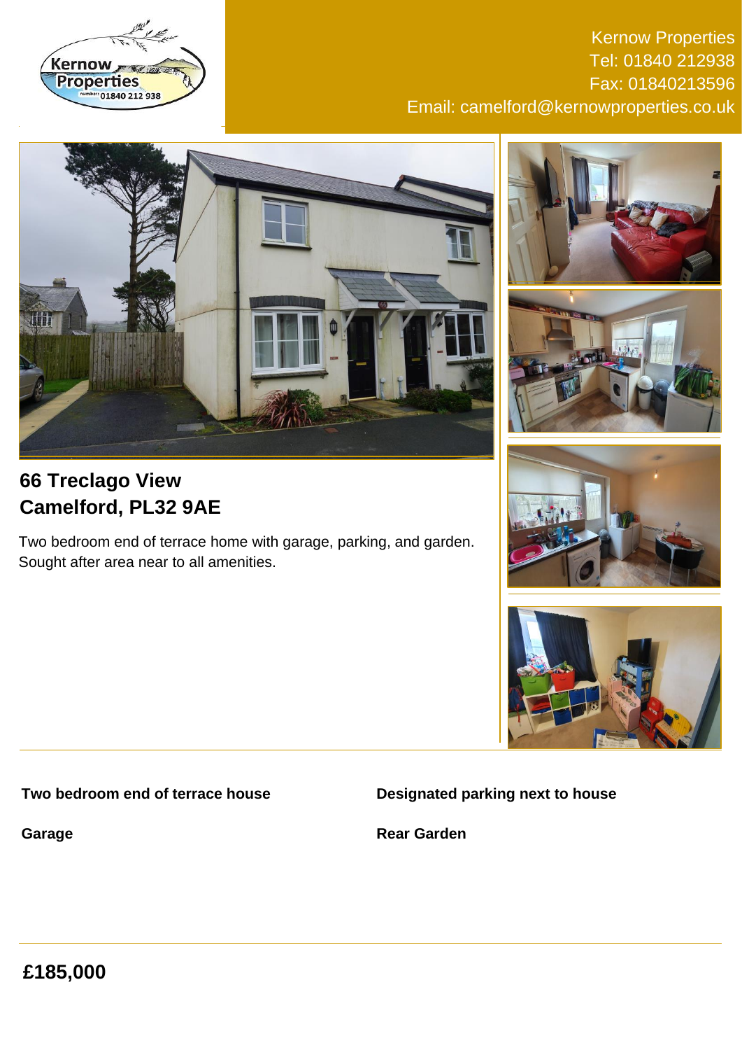Kernow Properties
Tel: 01840 212938
Fax: 01840213596
Email: camelford@kernowproperties.co.uk

# 66 Treclago View
# Camelford, PL32 9AE

Two bedroom end of terrace home with garage, parking, and garden. Sought after area near to all amenities.

**Two bedroom end of terrace house**

**Designated parking next to house**

**Garage**

**Rear Garden**

## £185,000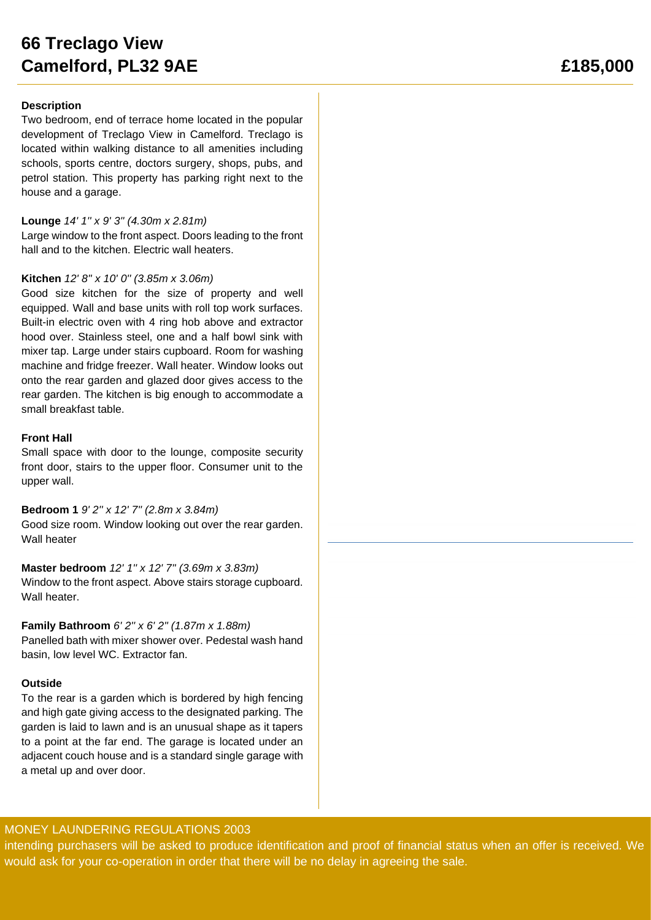# 66 Treclago View
# Camelford, PL32 9AE

**£185,000**

**Description**

Two bedroom, end of terrace home located in the popular development of Treclago View in Camelford. Treclago is located within walking distance to all amenities including schools, sports centre, doctors surgery, shops, pubs, and petrol station. This property has parking right next to the house and a garage.

**Lounge** *14' 1" x 9' 3" (4.30m x 2.81m)*

Large window to the front aspect. Doors leading to the front hall and to the kitchen. Electric wall heaters.

**Kitchen** *12' 8" x 10' 0" (3.85m x 3.06m)*

Good size kitchen for the size of property and well equipped. Wall and base units with roll top work surfaces. Built-in electric oven with 4 ring hob above and extractor hood over. Stainless steel, one and a half bowl sink with mixer tap. Large under stairs cupboard. Room for washing machine and fridge freezer. Wall heater. Window looks out onto the rear garden and glazed door gives access to the rear garden. The kitchen is big enough to accommodate a small breakfast table.

**Front Hall**

Small space with door to the lounge, composite security front door, stairs to the upper floor. Consumer unit to the upper wall.

**Bedroom 1** *9' 2" x 12' 7" (2.8m x 3.84m)*

Good size room. Window looking out over the rear garden. Wall heater

**Master bedroom** *12' 1" x 12' 7" (3.69m x 3.83m)*

Window to the front aspect. Above stairs storage cupboard. Wall heater.

**Family Bathroom** *6' 2" x 6' 2" (1.87m x 1.88m)*

Panelled bath with mixer shower over. Pedestal wash hand basin, low level WC. Extractor fan.

**Outside**

To the rear is a garden which is bordered by high fencing and high gate giving access to the designated parking. The garden is laid to lawn and is an unusual shape as it tapers to a point at the far end. The garage is located under an adjacent couch house and is a standard single garage with a metal up and over door.

MONEY LAUNDERING REGULATIONS 2003

intending purchasers will be asked to produce identification and proof of financial status when an offer is received. We would ask for your co-operation in order that there will be no delay in agreeing the sale.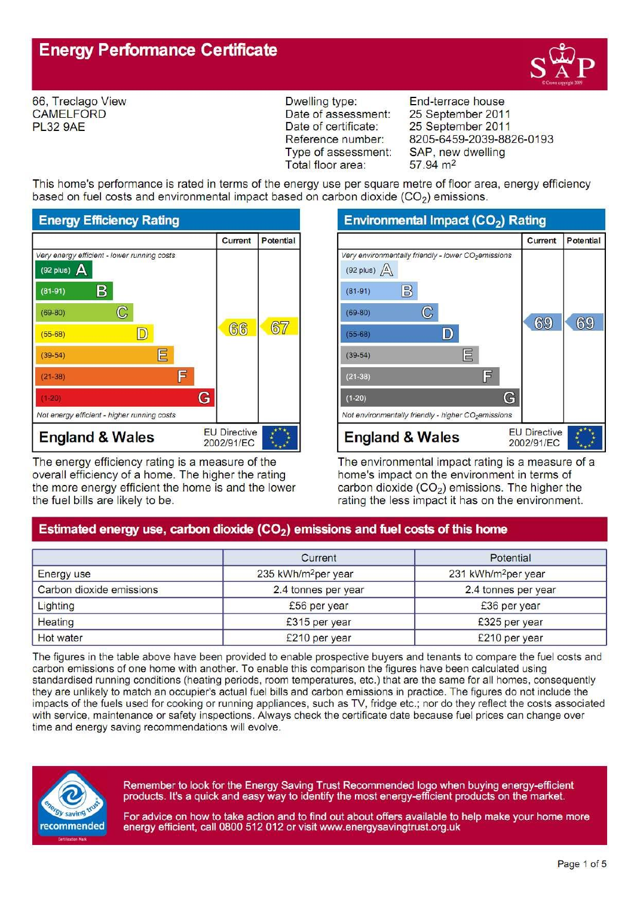# Energy Performance Certificate

66, Treclago View
CAMELFORD
PL32 9AE

| | |
|---|---|
| Dwelling type: | End-terrace house |
| Date of assessment: | 25 September 2011 |
| Date of certificate: | 25 September 2011 |
| Reference number: | 8205-6459-2039-8826-0193 |
| Type of assessment: | SAP, new dwelling |
| Total floor area: | 57.94 m$^2$ |

This home's performance is rated in terms of the energy use per square metre of floor area, energy efficiency based on fuel costs and environmental impact based on carbon dioxide ($CO_2$) emissions.

## Energy Efficiency Rating

Current | Potential

*Very energy efficient - lower running costs*

(92 plus) A
(81-91) B
(69-80) C
(55-68) D
(39-54) E
(21-38) F
(1-20) G

*Not energy efficient - higher running costs*

66
67

England & Wales
EU Directive 2002/91/EC

The energy efficiency rating is a measure of the overall efficiency of a home. The higher the rating the more energy efficient the home is and the lower the fuel bills are likely to be.

## Environmental Impact ($CO_2$) Rating

Current | Potential

*Very environmentally friendly - lower $CO_2$ emissions*

(92 plus) A
(81-91) B
(69-80) C
(55-68) D
(39-54) E
(21-38) F
(1-20) G

*Not environmentally friendly - higher $CO_2$ emissions*

69
69

England & Wales
EU Directive 2002/91/EC

The environmental impact rating is a measure of a home's impact on the environment in terms of carbon dioxide ($CO_2$) emissions. The higher the rating the less impact it has on the environment.

## Estimated energy use, carbon dioxide ($CO_2$) emissions and fuel costs of this home

| | Current | Potential |
|---|---|---|
| Energy use | 235 kWh/m$^2$per year | 231 kWh/m$^2$per year |
| Carbon dioxide emissions | 2.4 tonnes per year | 2.4 tonnes per year |
| Lighting | £56 per year | £36 per year |
| Heating | £315 per year | £325 per year |
| Hot water | £210 per year | £210 per year |

The figures in the table above have been provided to enable prospective buyers and tenants to compare the fuel costs and carbon emissions of one home with another. To enable this comparison the figures have been calculated using standardised running conditions (heating periods, room temperatures, etc.) that are the same for all homes, consequently they are unlikely to match an occupier's actual fuel bills and carbon emissions in practice. The figures do not include the impacts of the fuels used for cooking or running appliances, such as TV, fridge etc.; nor do they reflect the costs associated with service, maintenance or safety inspections. Always check the certificate date because fuel prices can change over time and energy saving recommendations will evolve.

Remember to look for the Energy Saving Trust Recommended logo when buying energy-efficient products. It's a quick and easy way to identify the most energy-efficient products on the market.

For advice on how to take action and to find out about offers available to help make your home more energy efficient, call 0800 512 012 or visit www.energysavingtrust.org.uk